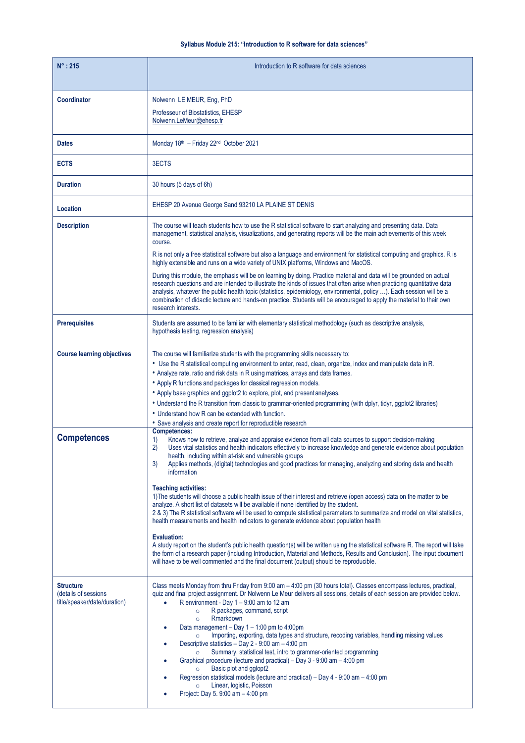**Syllabus Module 215: "Introduction to R software for data sciences"**

| N° : 215 | Introduction to R software for data sciences |
|---|---|
| **Coordinator** | Nolwenn LE MEUR, Eng, PhD<br><br>Professeur of Biostatistics, EHESP<br>Nolwenn.LeMeur@ehesp.fr |
| **Dates** | Monday 18th – Friday 22nd October 2021 |
| **ECTS** | 3ECTS |
| **Duration** | 30 hours (5 days of 6h) |
| **Location** | EHESP 20 Avenue George Sand 93210 LA PLAINE ST DENIS |
| **Description** | The course will teach students how to use the R statistical software to start analyzing and presenting data. Data management, statistical analysis, visualizations, and generating reports will be the main achievements of this week course.<br><br>R is not only a free statistical software but also a language and environment for statistical computing and graphics. R is highly extensible and runs on a wide variety of UNIX platforms, Windows and MacOS.<br><br>During this module, the emphasis will be on learning by doing. Practice material and data will be grounded on actual research questions and are intended to illustrate the kinds of issues that often arise when practicing quantitative data analysis, whatever the public health topic (statistics, epidemiology, environmental, policy …). Each session will be a combination of didactic lecture and hands-on practice. Students will be encouraged to apply the material to their own research interests. |
| **Prerequisites** | Students are assumed to be familiar with elementary statistical methodology (such as descriptive analysis, hypothesis testing, regression analysis) |
| **Course learning objectives** | The course will familiarize students with the programming skills necessary to:<br>• Use the R statistical computing environment to enter, read, clean, organize, index and manipulate data in R.<br>• Analyze rate, ratio and risk data in R using matrices, arrays and data frames.<br>• Apply R functions and packages for classical regression models.<br>• Apply base graphics and ggplot2 to explore, plot, and present analyses.<br>• Understand the R transition from classic to grammar-oriented programming (with dplyr, tidyr, ggplot2 libraries)<br>• Understand how R can be extended with function.<br>• Save analysis and create report for reproductible research |
| **Competences** | **Competences:**<br>1) Knows how to retrieve, analyze and appraise evidence from all data sources to support decision-making<br>2) Uses vital statistics and health indicators effectively to increase knowledge and generate evidence about population health, including within at-risk and vulnerable groups<br>3) Applies methods, (digital) technologies and good practices for managing, analyzing and storing data and health information<br><br>**Teaching activities:**<br>1)The students will choose a public health issue of their interest and retrieve (open access) data on the matter to be analyze. A short list of datasets will be available if none identified by the student.<br>2 & 3) The R statistical software will be used to compute statistical parameters to summarize and model on vital statistics, health measurements and health indicators to generate evidence about population health<br><br>**Evaluation:**<br>A study report on the student's public health question(s) will be written using the statistical software R. The report will take the form of a research paper (including Introduction, Material and Methods, Results and Conclusion). The input document will have to be well commented and the final document (output) should be reproducible. |
| **Structure** (details of sessions title/speaker/date/duration) | Class meets Monday from thru Friday from 9:00 am – 4:00 pm (30 hours total). Classes encompass lectures, practical, quiz and final project assignment. Dr Nolwenn Le Meur delivers all sessions, details of each session are provided below.<br>• R environment - Day 1 – 9:00 am to 12 am<br>&nbsp;&nbsp;○ R packages, command, script<br>&nbsp;&nbsp;○ Rmarkdown<br>• Data management – Day 1 – 1:00 pm to 4:00pm<br>&nbsp;&nbsp;○ Importing, exporting, data types and structure, recoding variables, handling missing values<br>• Descriptive statistics – Day 2 - 9:00 am – 4:00 pm<br>&nbsp;&nbsp;○ Summary, statistical test, intro to grammar-oriented programming<br>• Graphical procedure (lecture and practical) – Day 3 - 9:00 am – 4:00 pm<br>&nbsp;&nbsp;○ Basic plot and gglopt2<br>• Regression statistical models (lecture and practical) – Day 4 - 9:00 am – 4:00 pm<br>&nbsp;&nbsp;○ Linear, logistic, Poisson<br>• Project: Day 5. 9:00 am – 4:00 pm |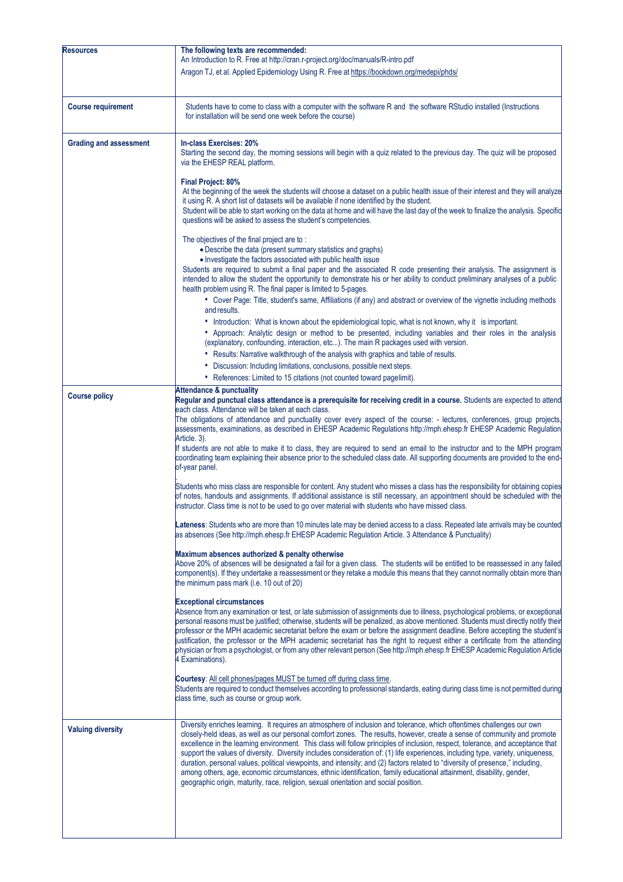| | |
|---|---|
| **Resources** | **The following texts are recommended:**<br>An Introduction to R. Free at http://cran.r-project.org/doc/manuals/R-intro.pdf<br>Aragon TJ, et al. Applied Epidemiology Using R. Free at https://bookdown.org/medepi/phds/ |
| **Course requirement** | Students have to come to class with a computer with the software R and the software RStudio installed (Instructions for installation will be send one week before the course) |
| **Grading and assessment** | **In-class Exercises: 20%**<br>Starting the second day, the morning sessions will begin with a quiz related to the previous day. The quiz will be proposed via the EHESP REAL platform.<br><br>**Final Project: 80%**<br>At the beginning of the week the students will choose a dataset on a public health issue of their interest and they will analyze it using R. A short list of datasets will be available if none identified by the student.<br>Student will be able to start working on the data at home and will have the last day of the week to finalize the analysis. Specific questions will be asked to assess the student's competencies.<br><br>The objectives of the final project are to :<br>• Describe the data (present summary statistics and graphs)<br>• Investigate the factors associated with public health issue<br>Students are required to submit a final paper and the associated R code presenting their analysis. The assignment is intended to allow the student the opportunity to demonstrate his or her ability to conduct preliminary analyses of a public health problem using R. The final paper is limited to 5-pages.<br>• Cover Page: Title, student's same, Affiliations (if any) and abstract or overview of the vignette including methods and results.<br>• Introduction: What is known about the epidemiological topic, what is not known, why it is important.<br>• Approach: Analytic design or method to be presented, including variables and their roles in the analysis (explanatory, confounding, interaction, etc...). The main R packages used with version.<br>• Results: Narrative walkthrough of the analysis with graphics and table of results.<br>• Discussion: Including limitations, conclusions, possible next steps.<br>• References: Limited to 15 citations (not counted toward pagelimit). |
| **Course policy** | **Attendance & punctuality**<br>**Regular and punctual class attendance is a prerequisite for receiving credit in a course.** Students are expected to attend each class. Attendance will be taken at each class.<br>The obligations of attendance and punctuality cover every aspect of the course: - lectures, conferences, group projects, assessments, examinations, as described in EHESP Academic Regulations http://mph.ehesp.fr EHESP Academic Regulation Article. 3).<br>If students are not able to make it to class, they are required to send an email to the instructor and to the MPH program coordinating team explaining their absence prior to the scheduled class date. All supporting documents are provided to the end-of-year panel.<br>.<br>Students who miss class are responsible for content. Any student who misses a class has the responsibility for obtaining copies of notes, handouts and assignments. If additional assistance is still necessary, an appointment should be scheduled with the instructor. Class time is not to be used to go over material with students who have missed class.<br><br>**Lateness**: Students who are more than 10 minutes late may be denied access to a class. Repeated late arrivals may be counted as absences (See http://mph.ehesp.fr EHESP Academic Regulation Article. 3 Attendance & Punctuality)<br><br>**Maximum absences authorized & penalty otherwise**<br>Above 20% of absences will be designated a fail for a given class. The students will be entitled to be reassessed in any failed component(s). If they undertake a reassessment or they retake a module this means that they cannot normally obtain more than the minimum pass mark (i.e. 10 out of 20)<br><br>**Exceptional circumstances**<br>Absence from any examination or test, or late submission of assignments due to illness, psychological problems, or exceptional personal reasons must be justified; otherwise, students will be penalized, as above mentioned. Students must directly notify their professor or the MPH academic secretariat before the exam or before the assignment deadline. Before accepting the student's justification, the professor or the MPH academic secretariat has the right to request either a certificate from the attending physician or from a psychologist, or from any other relevant person (See http://mph.ehesp.fr EHESP Academic Regulation Article 4 Examinations).<br><br>**Courtesy**: All cell phones/pages MUST be turned off during class time.<br>Students are required to conduct themselves according to professional standards, eating during class time is not permitted during class time, such as course or group work. |
| **Valuing diversity** | Diversity enriches learning. It requires an atmosphere of inclusion and tolerance, which oftentimes challenges our own closely-held ideas, as well as our personal comfort zones. The results, however, create a sense of community and promote excellence in the learning environment. This class will follow principles of inclusion, respect, tolerance, and acceptance that support the values of diversity. Diversity includes consideration of: (1) life experiences, including type, variety, uniqueness, duration, personal values, political viewpoints, and intensity; and (2) factors related to "diversity of presence," including, among others, age, economic circumstances, ethnic identification, family educational attainment, disability, gender, geographic origin, maturity, race, religion, sexual orientation and social position. |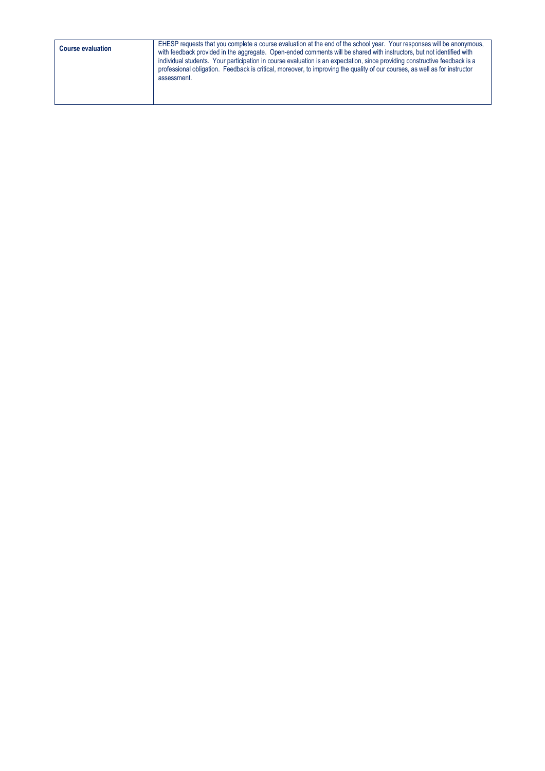| | |
|---|---|
| **Course evaluation** | EHESP requests that you complete a course evaluation at the end of the school year. Your responses will be anonymous, with feedback provided in the aggregate. Open-ended comments will be shared with instructors, but not identified with individual students. Your participation in course evaluation is an expectation, since providing constructive feedback is a professional obligation. Feedback is critical, moreover, to improving the quality of our courses, as well as for instructor assessment. |